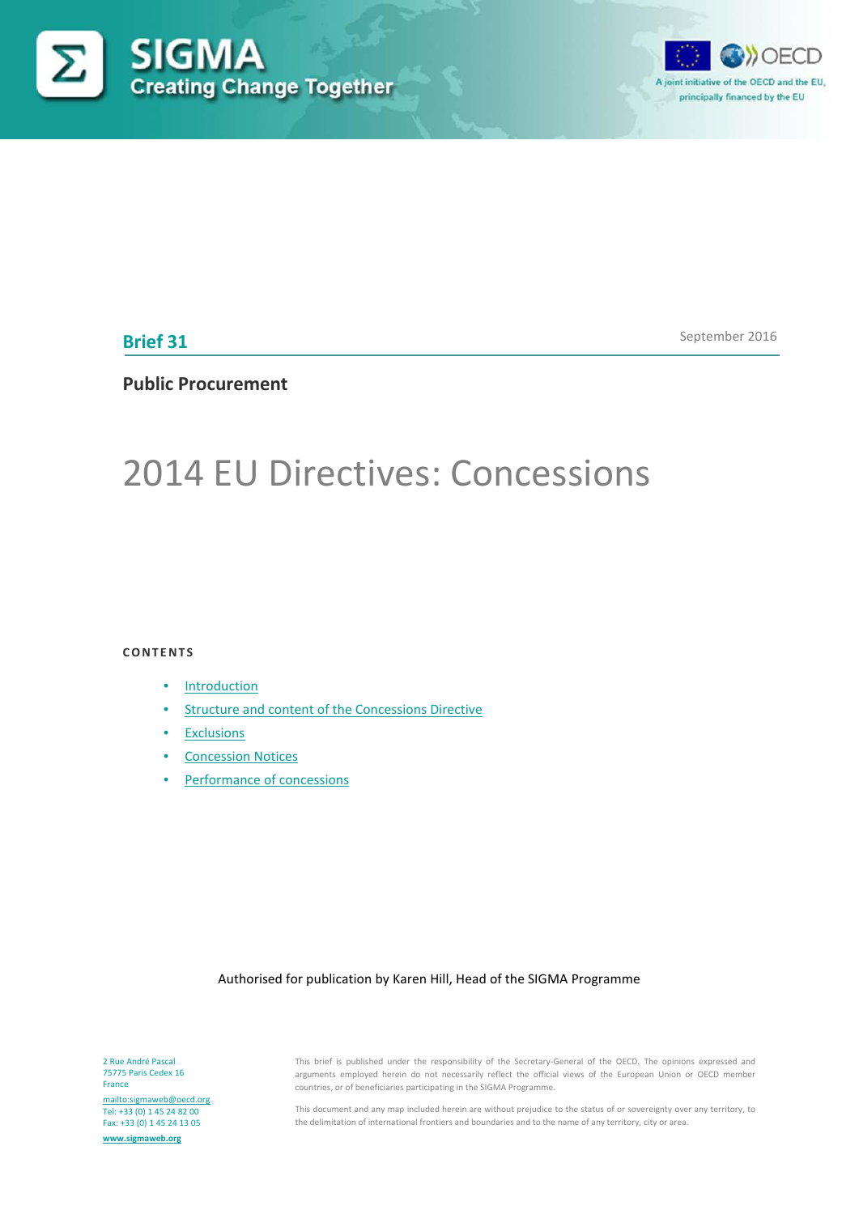SIGMA

Creating Change Together

A joint initiative of the OECD and the EU, principally financed by the EU

**Brief 31**

September 2016

**Public Procurement**

# 2014 EU Directives: Concessions

**CONTENTS**

- Introduction
- Structure and content of the Concessions Directive
- Exclusions
- Concession Notices
- Performance of concessions

Authorised for publication by Karen Hill, Head of the SIGMA Programme

2 Rue André Pascal
75775 Paris Cedex 16
France
mailto:sigmaweb@oecd.org
Tel: +33 (0) 1 45 24 82 00
Fax: +33 (0) 1 45 24 13 05
www.sigmaweb.org

This brief is published under the responsibility of the Secretary-General of the OECD. The opinions expressed and arguments employed herein do not necessarily reflect the official views of the European Union or OECD member countries, or of beneficiaries participating in the SIGMA Programme.

This document and any map included herein are without prejudice to the status of or sovereignty over any territory, to the delimitation of international frontiers and boundaries and to the name of any territory, city or area.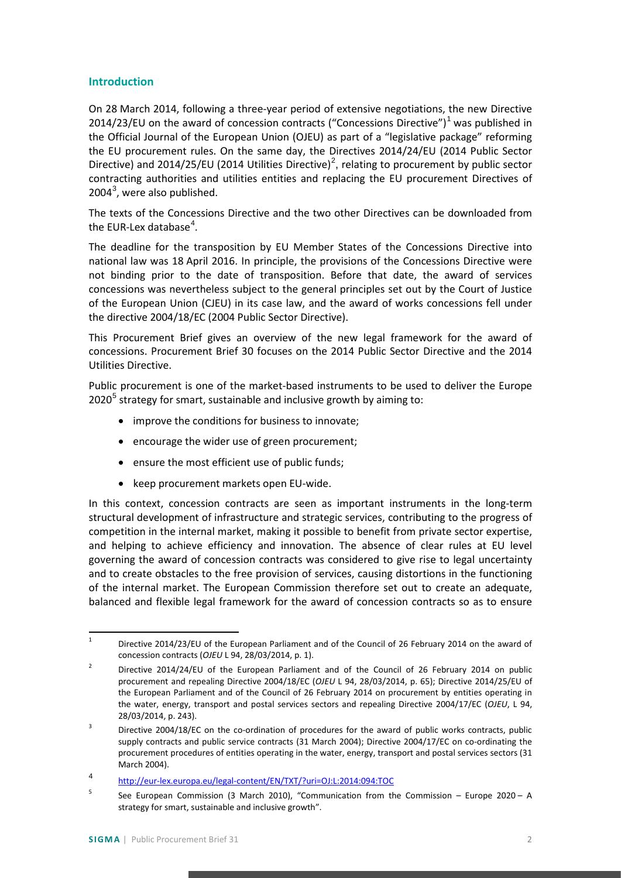## Introduction

On 28 March 2014, following a three-year period of extensive negotiations, the new Directive 2014/23/EU on the award of concession contracts ("Concessions Directive")[1] was published in the Official Journal of the European Union (OJEU) as part of a "legislative package" reforming the EU procurement rules. On the same day, the Directives 2014/24/EU (2014 Public Sector Directive) and 2014/25/EU (2014 Utilities Directive)[2], relating to procurement by public sector contracting authorities and utilities entities and replacing the EU procurement Directives of 2004[3], were also published.

The texts of the Concessions Directive and the two other Directives can be downloaded from the EUR-Lex database[4].

The deadline for the transposition by EU Member States of the Concessions Directive into national law was 18 April 2016. In principle, the provisions of the Concessions Directive were not binding prior to the date of transposition. Before that date, the award of services concessions was nevertheless subject to the general principles set out by the Court of Justice of the European Union (CJEU) in its case law, and the award of works concessions fell under the directive 2004/18/EC (2004 Public Sector Directive).

This Procurement Brief gives an overview of the new legal framework for the award of concessions. Procurement Brief 30 focuses on the 2014 Public Sector Directive and the 2014 Utilities Directive.

Public procurement is one of the market-based instruments to be used to deliver the Europe 2020[5] strategy for smart, sustainable and inclusive growth by aiming to:

- improve the conditions for business to innovate;
- encourage the wider use of green procurement;
- ensure the most efficient use of public funds;
- keep procurement markets open EU-wide.

In this context, concession contracts are seen as important instruments in the long-term structural development of infrastructure and strategic services, contributing to the progress of competition in the internal market, making it possible to benefit from private sector expertise, and helping to achieve efficiency and innovation. The absence of clear rules at EU level governing the award of concession contracts was considered to give rise to legal uncertainty and to create obstacles to the free provision of services, causing distortions in the functioning of the internal market. The European Commission therefore set out to create an adequate, balanced and flexible legal framework for the award of concession contracts so as to ensure

---

[1] Directive 2014/23/EU of the European Parliament and of the Council of 26 February 2014 on the award of concession contracts (*OJEU* L 94, 28/03/2014, p. 1).

[2] Directive 2014/24/EU of the European Parliament and of the Council of 26 February 2014 on public procurement and repealing Directive 2004/18/EC (*OJEU* L 94, 28/03/2014, p. 65); Directive 2014/25/EU of the European Parliament and of the Council of 26 February 2014 on procurement by entities operating in the water, energy, transport and postal services sectors and repealing Directive 2004/17/EC (*OJEU*, L 94, 28/03/2014, p. 243).

[3] Directive 2004/18/EC on the co-ordination of procedures for the award of public works contracts, public supply contracts and public service contracts (31 March 2004); Directive 2004/17/EC on co-ordinating the procurement procedures of entities operating in the water, energy, transport and postal services sectors (31 March 2004).

[4] http://eur-lex.europa.eu/legal-content/EN/TXT/?uri=OJ:L:2014:094:TOC

[5] See European Commission (3 March 2010), "Communication from the Commission – Europe 2020 – A strategy for smart, sustainable and inclusive growth".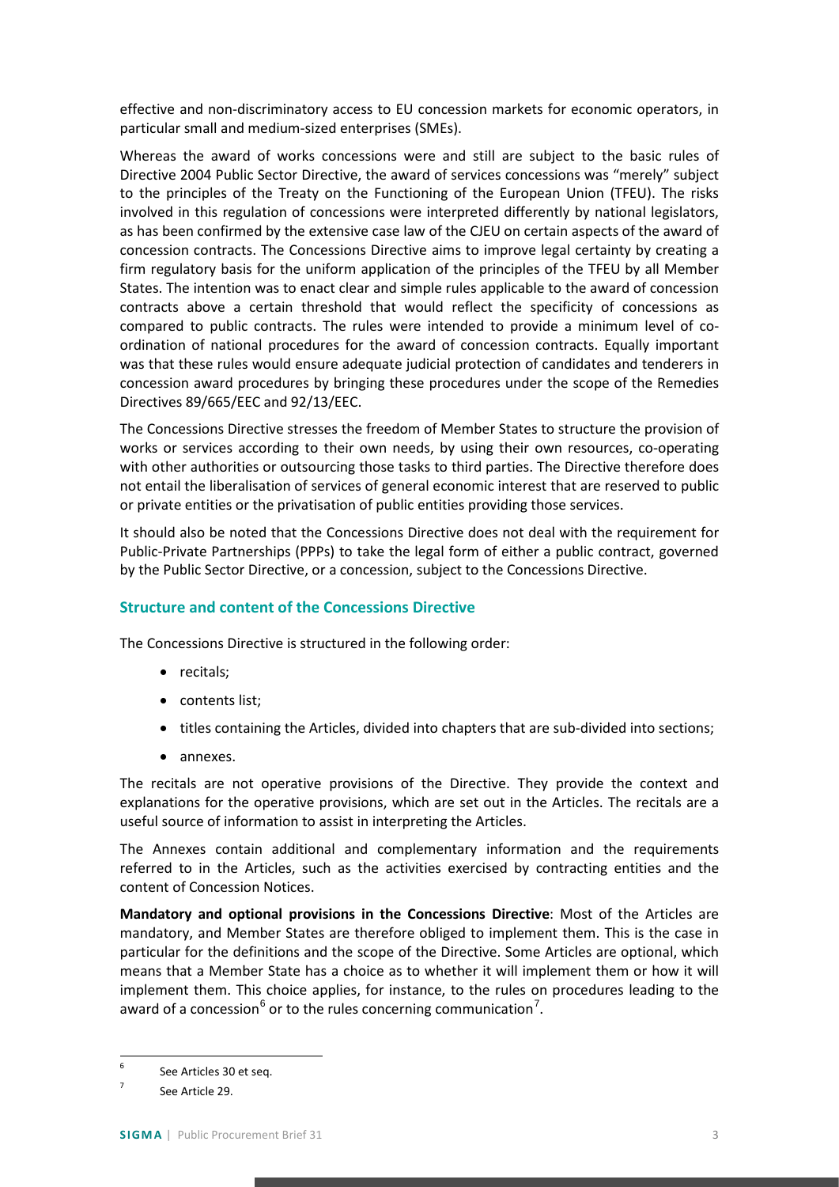effective and non-discriminatory access to EU concession markets for economic operators, in particular small and medium-sized enterprises (SMEs).

Whereas the award of works concessions were and still are subject to the basic rules of Directive 2004 Public Sector Directive, the award of services concessions was "merely" subject to the principles of the Treaty on the Functioning of the European Union (TFEU). The risks involved in this regulation of concessions were interpreted differently by national legislators, as has been confirmed by the extensive case law of the CJEU on certain aspects of the award of concession contracts. The Concessions Directive aims to improve legal certainty by creating a firm regulatory basis for the uniform application of the principles of the TFEU by all Member States. The intention was to enact clear and simple rules applicable to the award of concession contracts above a certain threshold that would reflect the specificity of concessions as compared to public contracts. The rules were intended to provide a minimum level of co-ordination of national procedures for the award of concession contracts. Equally important was that these rules would ensure adequate judicial protection of candidates and tenderers in concession award procedures by bringing these procedures under the scope of the Remedies Directives 89/665/EEC and 92/13/EEC.

The Concessions Directive stresses the freedom of Member States to structure the provision of works or services according to their own needs, by using their own resources, co-operating with other authorities or outsourcing those tasks to third parties. The Directive therefore does not entail the liberalisation of services of general economic interest that are reserved to public or private entities or the privatisation of public entities providing those services.

It should also be noted that the Concessions Directive does not deal with the requirement for Public-Private Partnerships (PPPs) to take the legal form of either a public contract, governed by the Public Sector Directive, or a concession, subject to the Concessions Directive.

### Structure and content of the Concessions Directive

The Concessions Directive is structured in the following order:

- recitals;
- contents list;
- titles containing the Articles, divided into chapters that are sub-divided into sections;
- annexes.

The recitals are not operative provisions of the Directive. They provide the context and explanations for the operative provisions, which are set out in the Articles. The recitals are a useful source of information to assist in interpreting the Articles.

The Annexes contain additional and complementary information and the requirements referred to in the Articles, such as the activities exercised by contracting entities and the content of Concession Notices.

**Mandatory and optional provisions in the Concessions Directive**: Most of the Articles are mandatory, and Member States are therefore obliged to implement them. This is the case in particular for the definitions and the scope of the Directive. Some Articles are optional, which means that a Member State has a choice as to whether it will implement them or how it will implement them. This choice applies, for instance, to the rules on procedures leading to the award of a concession[6] or to the rules concerning communication[7].

---

[6] See Articles 30 et seq.

[7] See Article 29.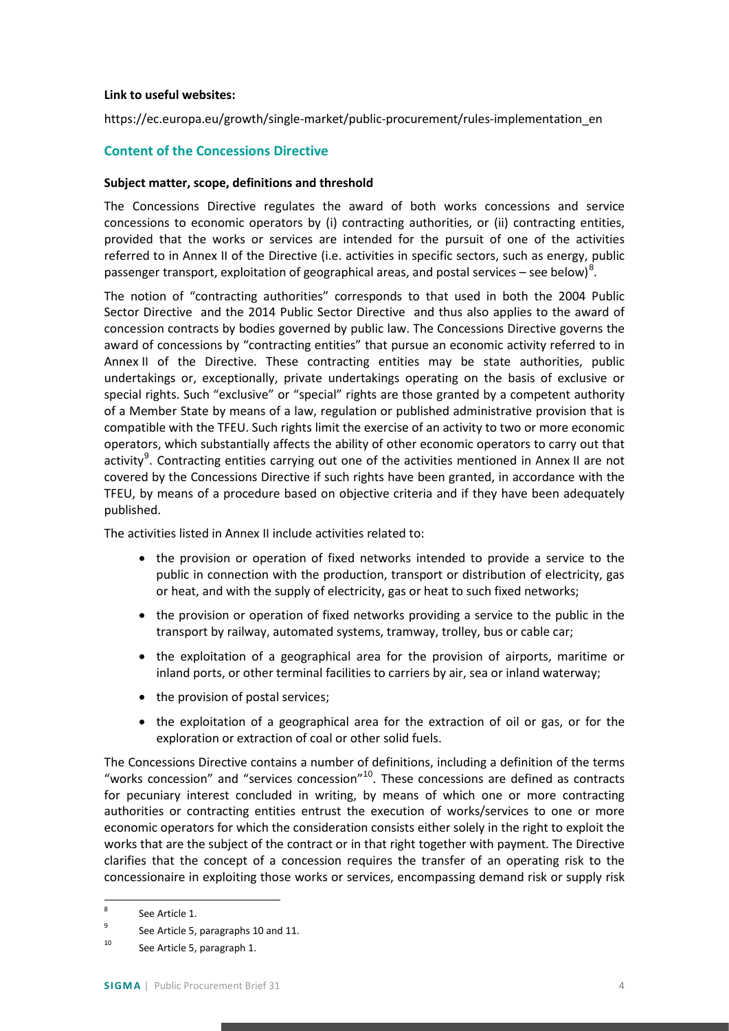**Link to useful websites:**

https://ec.europa.eu/growth/single-market/public-procurement/rules-implementation_en

## Content of the Concessions Directive

**Subject matter, scope, definitions and threshold**

The Concessions Directive regulates the award of both works concessions and service concessions to economic operators by (i) contracting authorities, or (ii) contracting entities, provided that the works or services are intended for the pursuit of one of the activities referred to in Annex II of the Directive (i.e. activities in specific sectors, such as energy, public passenger transport, exploitation of geographical areas, and postal services – see below)[8].

The notion of "contracting authorities" corresponds to that used in both the 2004 Public Sector Directive and the 2014 Public Sector Directive and thus also applies to the award of concession contracts by bodies governed by public law. The Concessions Directive governs the award of concessions by "contracting entities" that pursue an economic activity referred to in Annex II of the Directive. These contracting entities may be state authorities, public undertakings or, exceptionally, private undertakings operating on the basis of exclusive or special rights. Such "exclusive" or "special" rights are those granted by a competent authority of a Member State by means of a law, regulation or published administrative provision that is compatible with the TFEU. Such rights limit the exercise of an activity to two or more economic operators, which substantially affects the ability of other economic operators to carry out that activity[9]. Contracting entities carrying out one of the activities mentioned in Annex II are not covered by the Concessions Directive if such rights have been granted, in accordance with the TFEU, by means of a procedure based on objective criteria and if they have been adequately published.

The activities listed in Annex II include activities related to:

- the provision or operation of fixed networks intended to provide a service to the public in connection with the production, transport or distribution of electricity, gas or heat, and with the supply of electricity, gas or heat to such fixed networks;
- the provision or operation of fixed networks providing a service to the public in the transport by railway, automated systems, tramway, trolley, bus or cable car;
- the exploitation of a geographical area for the provision of airports, maritime or inland ports, or other terminal facilities to carriers by air, sea or inland waterway;
- the provision of postal services;
- the exploitation of a geographical area for the extraction of oil or gas, or for the exploration or extraction of coal or other solid fuels.

The Concessions Directive contains a number of definitions, including a definition of the terms "works concession" and "services concession"[10]. These concessions are defined as contracts for pecuniary interest concluded in writing, by means of which one or more contracting authorities or contracting entities entrust the execution of works/services to one or more economic operators for which the consideration consists either solely in the right to exploit the works that are the subject of the contract or in that right together with payment. The Directive clarifies that the concept of a concession requires the transfer of an operating risk to the concessionaire in exploiting those works or services, encompassing demand risk or supply risk

---

[8] See Article 1.

[9] See Article 5, paragraphs 10 and 11.

[10] See Article 5, paragraph 1.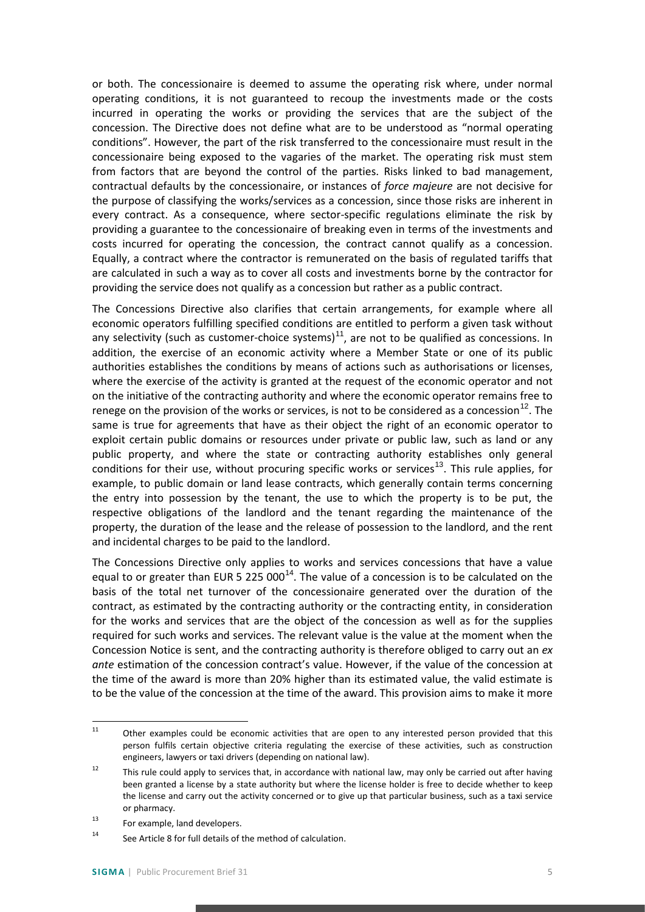or both. The concessionaire is deemed to assume the operating risk where, under normal operating conditions, it is not guaranteed to recoup the investments made or the costs incurred in operating the works or providing the services that are the subject of the concession. The Directive does not define what are to be understood as "normal operating conditions". However, the part of the risk transferred to the concessionaire must result in the concessionaire being exposed to the vagaries of the market. The operating risk must stem from factors that are beyond the control of the parties. Risks linked to bad management, contractual defaults by the concessionaire, or instances of *force majeure* are not decisive for the purpose of classifying the works/services as a concession, since those risks are inherent in every contract. As a consequence, where sector-specific regulations eliminate the risk by providing a guarantee to the concessionaire of breaking even in terms of the investments and costs incurred for operating the concession, the contract cannot qualify as a concession. Equally, a contract where the contractor is remunerated on the basis of regulated tariffs that are calculated in such a way as to cover all costs and investments borne by the contractor for providing the service does not qualify as a concession but rather as a public contract.

The Concessions Directive also clarifies that certain arrangements, for example where all economic operators fulfilling specified conditions are entitled to perform a given task without any selectivity (such as customer-choice systems)[11], are not to be qualified as concessions. In addition, the exercise of an economic activity where a Member State or one of its public authorities establishes the conditions by means of actions such as authorisations or licenses, where the exercise of the activity is granted at the request of the economic operator and not on the initiative of the contracting authority and where the economic operator remains free to renege on the provision of the works or services, is not to be considered as a concession[12]. The same is true for agreements that have as their object the right of an economic operator to exploit certain public domains or resources under private or public law, such as land or any public property, and where the state or contracting authority establishes only general conditions for their use, without procuring specific works or services[13]. This rule applies, for example, to public domain or land lease contracts, which generally contain terms concerning the entry into possession by the tenant, the use to which the property is to be put, the respective obligations of the landlord and the tenant regarding the maintenance of the property, the duration of the lease and the release of possession to the landlord, and the rent and incidental charges to be paid to the landlord.

The Concessions Directive only applies to works and services concessions that have a value equal to or greater than EUR 5 225 000[14]. The value of a concession is to be calculated on the basis of the total net turnover of the concessionaire generated over the duration of the contract, as estimated by the contracting authority or the contracting entity, in consideration for the works and services that are the object of the concession as well as for the supplies required for such works and services. The relevant value is the value at the moment when the Concession Notice is sent, and the contracting authority is therefore obliged to carry out an *ex ante* estimation of the concession contract's value. However, if the value of the concession at the time of the award is more than 20% higher than its estimated value, the valid estimate is to be the value of the concession at the time of the award. This provision aims to make it more

---

[11] Other examples could be economic activities that are open to any interested person provided that this person fulfils certain objective criteria regulating the exercise of these activities, such as construction engineers, lawyers or taxi drivers (depending on national law).

[12] This rule could apply to services that, in accordance with national law, may only be carried out after having been granted a license by a state authority but where the license holder is free to decide whether to keep the license and carry out the activity concerned or to give up that particular business, such as a taxi service or pharmacy.

[13] For example, land developers.

[14] See Article 8 for full details of the method of calculation.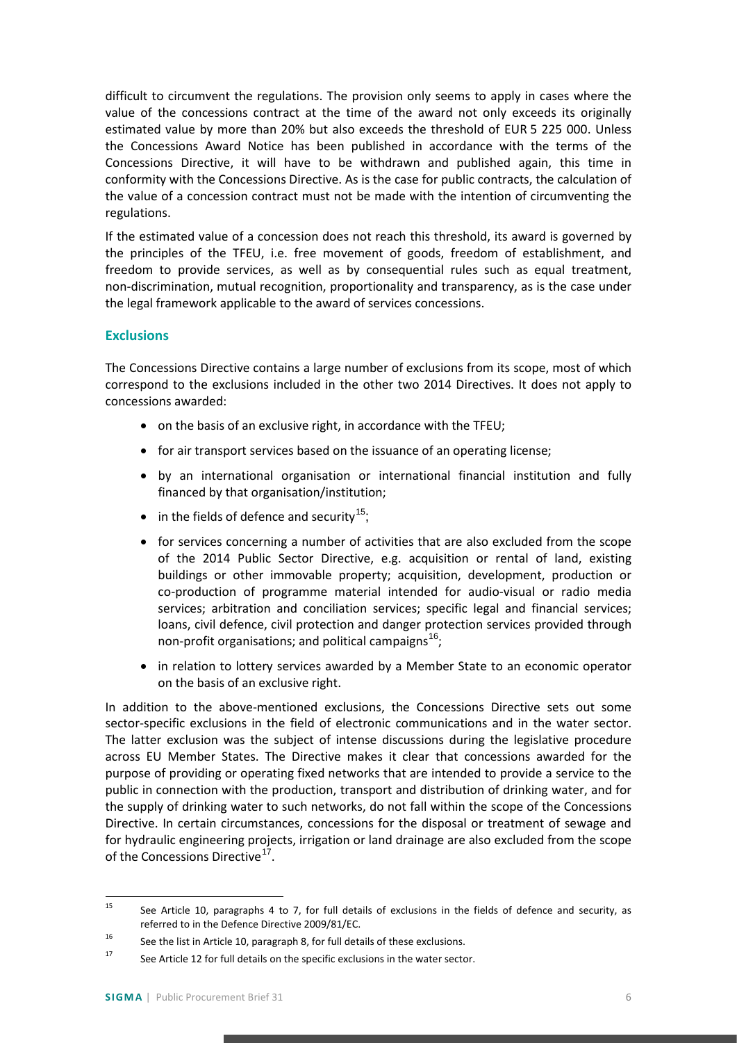difficult to circumvent the regulations. The provision only seems to apply in cases where the value of the concessions contract at the time of the award not only exceeds its originally estimated value by more than 20% but also exceeds the threshold of EUR 5 225 000. Unless the Concessions Award Notice has been published in accordance with the terms of the Concessions Directive, it will have to be withdrawn and published again, this time in conformity with the Concessions Directive. As is the case for public contracts, the calculation of the value of a concession contract must not be made with the intention of circumventing the regulations.

If the estimated value of a concession does not reach this threshold, its award is governed by the principles of the TFEU, i.e. free movement of goods, freedom of establishment, and freedom to provide services, as well as by consequential rules such as equal treatment, non-discrimination, mutual recognition, proportionality and transparency, as is the case under the legal framework applicable to the award of services concessions.

### Exclusions

The Concessions Directive contains a large number of exclusions from its scope, most of which correspond to the exclusions included in the other two 2014 Directives. It does not apply to concessions awarded:

- on the basis of an exclusive right, in accordance with the TFEU;
- for air transport services based on the issuance of an operating license;
- by an international organisation or international financial institution and fully financed by that organisation/institution;
- in the fields of defence and security[15];
- for services concerning a number of activities that are also excluded from the scope of the 2014 Public Sector Directive, e.g. acquisition or rental of land, existing buildings or other immovable property; acquisition, development, production or co-production of programme material intended for audio-visual or radio media services; arbitration and conciliation services; specific legal and financial services; loans, civil defence, civil protection and danger protection services provided through non-profit organisations; and political campaigns[16];
- in relation to lottery services awarded by a Member State to an economic operator on the basis of an exclusive right.

In addition to the above-mentioned exclusions, the Concessions Directive sets out some sector-specific exclusions in the field of electronic communications and in the water sector. The latter exclusion was the subject of intense discussions during the legislative procedure across EU Member States. The Directive makes it clear that concessions awarded for the purpose of providing or operating fixed networks that are intended to provide a service to the public in connection with the production, transport and distribution of drinking water, and for the supply of drinking water to such networks, do not fall within the scope of the Concessions Directive. In certain circumstances, concessions for the disposal or treatment of sewage and for hydraulic engineering projects, irrigation or land drainage are also excluded from the scope of the Concessions Directive[17].

---

[15] See Article 10, paragraphs 4 to 7, for full details of exclusions in the fields of defence and security, as referred to in the Defence Directive 2009/81/EC.

[16] See the list in Article 10, paragraph 8, for full details of these exclusions.

[17] See Article 12 for full details on the specific exclusions in the water sector.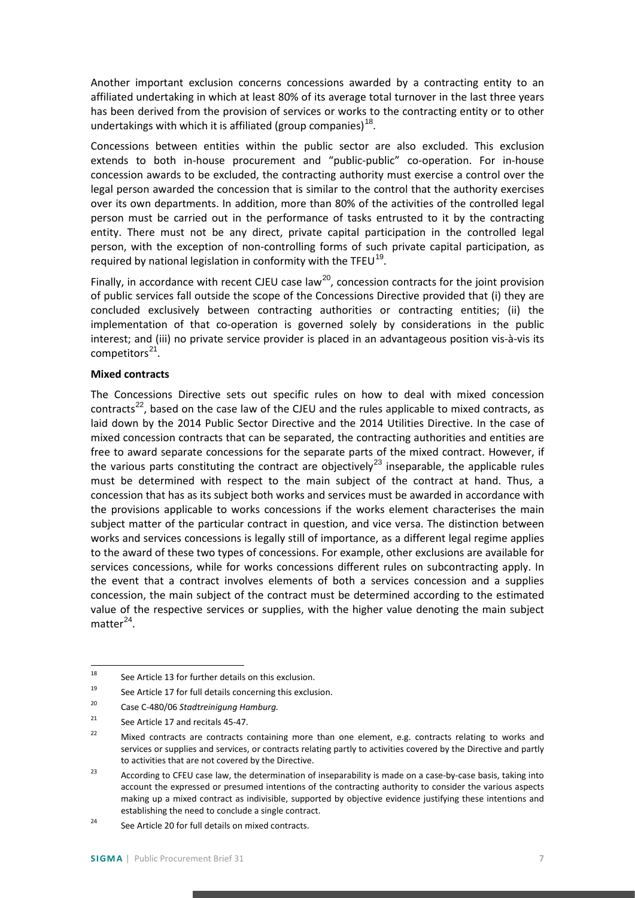Another important exclusion concerns concessions awarded by a contracting entity to an affiliated undertaking in which at least 80% of its average total turnover in the last three years has been derived from the provision of services or works to the contracting entity or to other undertakings with which it is affiliated (group companies)[18].

Concessions between entities within the public sector are also excluded. This exclusion extends to both in-house procurement and "public-public" co-operation. For in-house concession awards to be excluded, the contracting authority must exercise a control over the legal person awarded the concession that is similar to the control that the authority exercises over its own departments. In addition, more than 80% of the activities of the controlled legal person must be carried out in the performance of tasks entrusted to it by the contracting entity. There must not be any direct, private capital participation in the controlled legal person, with the exception of non-controlling forms of such private capital participation, as required by national legislation in conformity with the TFEU[19].

Finally, in accordance with recent CJEU case law[20], concession contracts for the joint provision of public services fall outside the scope of the Concessions Directive provided that (i) they are concluded exclusively between contracting authorities or contracting entities; (ii) the implementation of that co-operation is governed solely by considerations in the public interest; and (iii) no private service provider is placed in an advantageous position vis-à-vis its competitors[21].

**Mixed contracts**

The Concessions Directive sets out specific rules on how to deal with mixed concession contracts[22], based on the case law of the CJEU and the rules applicable to mixed contracts, as laid down by the 2014 Public Sector Directive and the 2014 Utilities Directive. In the case of mixed concession contracts that can be separated, the contracting authorities and entities are free to award separate concessions for the separate parts of the mixed contract. However, if the various parts constituting the contract are objectively[23] inseparable, the applicable rules must be determined with respect to the main subject of the contract at hand. Thus, a concession that has as its subject both works and services must be awarded in accordance with the provisions applicable to works concessions if the works element characterises the main subject matter of the particular contract in question, and vice versa. The distinction between works and services concessions is legally still of importance, as a different legal regime applies to the award of these two types of concessions. For example, other exclusions are available for services concessions, while for works concessions different rules on subcontracting apply. In the event that a contract involves elements of both a services concession and a supplies concession, the main subject of the contract must be determined according to the estimated value of the respective services or supplies, with the higher value denoting the main subject matter[24].

---

[18] See Article 13 for further details on this exclusion.

[19] See Article 17 for full details concerning this exclusion.

[20] Case C-480/06 *Stadtreinigung Hamburg*.

[21] See Article 17 and recitals 45-47.

[22] Mixed contracts are contracts containing more than one element, e.g. contracts relating to works and services or supplies and services, or contracts relating partly to activities covered by the Directive and partly to activities that are not covered by the Directive.

[23] According to CFEU case law, the determination of inseparability is made on a case-by-case basis, taking into account the expressed or presumed intentions of the contracting authority to consider the various aspects making up a mixed contract as indivisible, supported by objective evidence justifying these intentions and establishing the need to conclude a single contract.

[24] See Article 20 for full details on mixed contracts.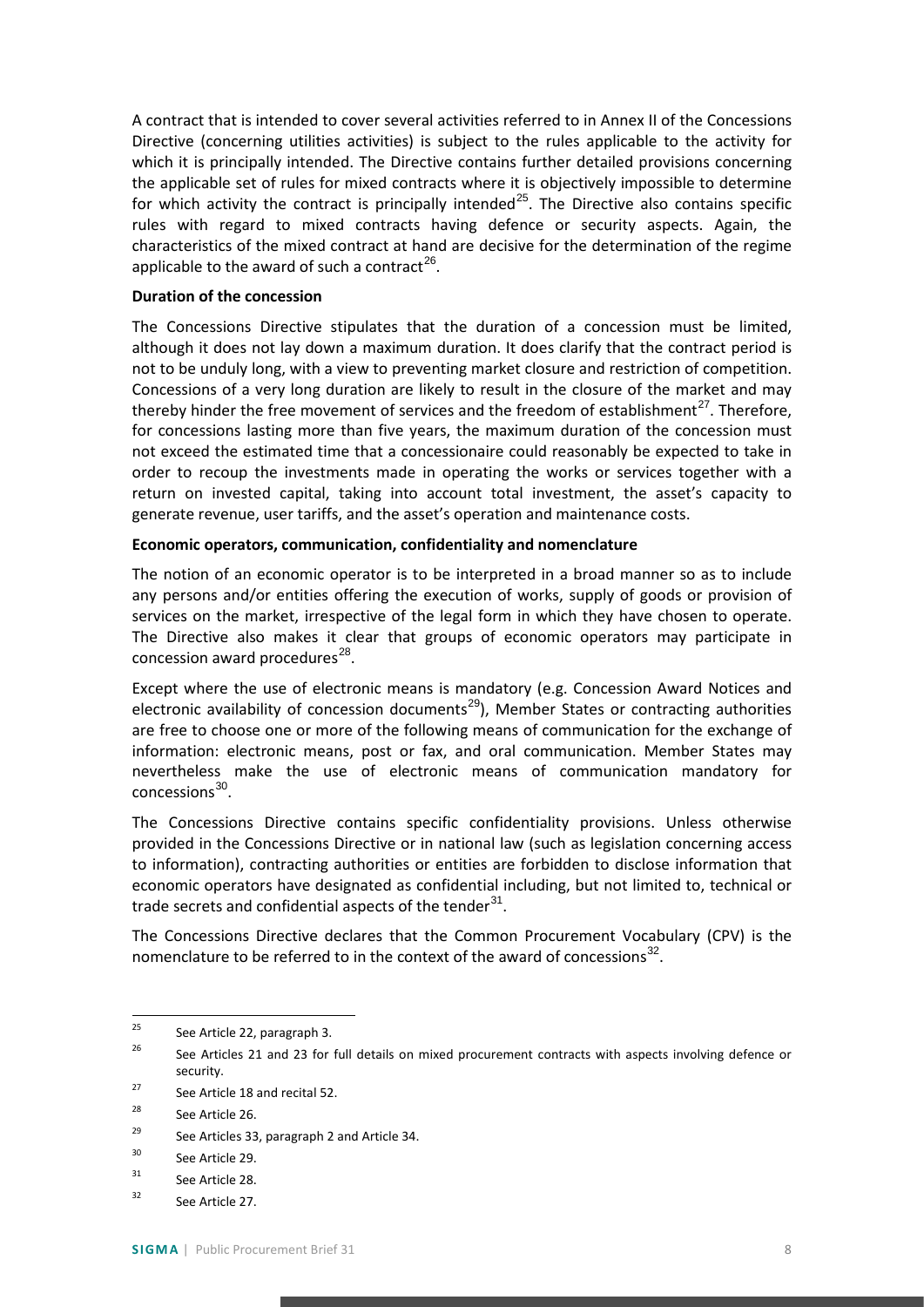A contract that is intended to cover several activities referred to in Annex II of the Concessions Directive (concerning utilities activities) is subject to the rules applicable to the activity for which it is principally intended. The Directive contains further detailed provisions concerning the applicable set of rules for mixed contracts where it is objectively impossible to determine for which activity the contract is principally intended[25]. The Directive also contains specific rules with regard to mixed contracts having defence or security aspects. Again, the characteristics of the mixed contract at hand are decisive for the determination of the regime applicable to the award of such a contract[26].

**Duration of the concession**

The Concessions Directive stipulates that the duration of a concession must be limited, although it does not lay down a maximum duration. It does clarify that the contract period is not to be unduly long, with a view to preventing market closure and restriction of competition. Concessions of a very long duration are likely to result in the closure of the market and may thereby hinder the free movement of services and the freedom of establishment[27]. Therefore, for concessions lasting more than five years, the maximum duration of the concession must not exceed the estimated time that a concessionaire could reasonably be expected to take in order to recoup the investments made in operating the works or services together with a return on invested capital, taking into account total investment, the asset's capacity to generate revenue, user tariffs, and the asset's operation and maintenance costs.

**Economic operators, communication, confidentiality and nomenclature**

The notion of an economic operator is to be interpreted in a broad manner so as to include any persons and/or entities offering the execution of works, supply of goods or provision of services on the market, irrespective of the legal form in which they have chosen to operate. The Directive also makes it clear that groups of economic operators may participate in concession award procedures[28].

Except where the use of electronic means is mandatory (e.g. Concession Award Notices and electronic availability of concession documents[29]), Member States or contracting authorities are free to choose one or more of the following means of communication for the exchange of information: electronic means, post or fax, and oral communication. Member States may nevertheless make the use of electronic means of communication mandatory for concessions[30].

The Concessions Directive contains specific confidentiality provisions. Unless otherwise provided in the Concessions Directive or in national law (such as legislation concerning access to information), contracting authorities or entities are forbidden to disclose information that economic operators have designated as confidential including, but not limited to, technical or trade secrets and confidential aspects of the tender[31].

The Concessions Directive declares that the Common Procurement Vocabulary (CPV) is the nomenclature to be referred to in the context of the award of concessions[32].

---

[25] See Article 22, paragraph 3.

[26] See Articles 21 and 23 for full details on mixed procurement contracts with aspects involving defence or security.

[27] See Article 18 and recital 52.

[28] See Article 26.

[29] See Articles 33, paragraph 2 and Article 34.

[30] See Article 29.

[31] See Article 28.

[32] See Article 27.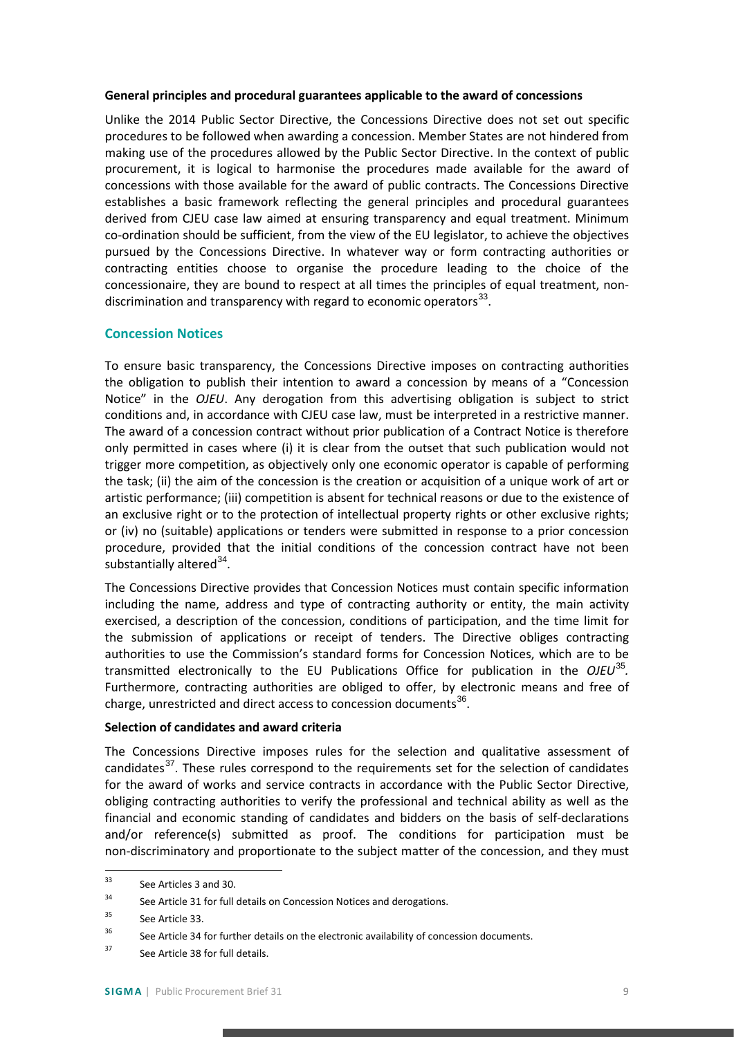**General principles and procedural guarantees applicable to the award of concessions**

Unlike the 2014 Public Sector Directive, the Concessions Directive does not set out specific procedures to be followed when awarding a concession. Member States are not hindered from making use of the procedures allowed by the Public Sector Directive. In the context of public procurement, it is logical to harmonise the procedures made available for the award of concessions with those available for the award of public contracts. The Concessions Directive establishes a basic framework reflecting the general principles and procedural guarantees derived from CJEU case law aimed at ensuring transparency and equal treatment. Minimum co-ordination should be sufficient, from the view of the EU legislator, to achieve the objectives pursued by the Concessions Directive. In whatever way or form contracting authorities or contracting entities choose to organise the procedure leading to the choice of the concessionaire, they are bound to respect at all times the principles of equal treatment, non-discrimination and transparency with regard to economic operators[33].

## Concession Notices

To ensure basic transparency, the Concessions Directive imposes on contracting authorities the obligation to publish their intention to award a concession by means of a "Concession Notice" in the *OJEU*. Any derogation from this advertising obligation is subject to strict conditions and, in accordance with CJEU case law, must be interpreted in a restrictive manner. The award of a concession contract without prior publication of a Contract Notice is therefore only permitted in cases where (i) it is clear from the outset that such publication would not trigger more competition, as objectively only one economic operator is capable of performing the task; (ii) the aim of the concession is the creation or acquisition of a unique work of art or artistic performance; (iii) competition is absent for technical reasons or due to the existence of an exclusive right or to the protection of intellectual property rights or other exclusive rights; or (iv) no (suitable) applications or tenders were submitted in response to a prior concession procedure, provided that the initial conditions of the concession contract have not been substantially altered[34].

The Concessions Directive provides that Concession Notices must contain specific information including the name, address and type of contracting authority or entity, the main activity exercised, a description of the concession, conditions of participation, and the time limit for the submission of applications or receipt of tenders. The Directive obliges contracting authorities to use the Commission's standard forms for Concession Notices, which are to be transmitted electronically to the EU Publications Office for publication in the *OJEU*[35]. Furthermore, contracting authorities are obliged to offer, by electronic means and free of charge, unrestricted and direct access to concession documents[36].

**Selection of candidates and award criteria**

The Concessions Directive imposes rules for the selection and qualitative assessment of candidates[37]. These rules correspond to the requirements set for the selection of candidates for the award of works and service contracts in accordance with the Public Sector Directive, obliging contracting authorities to verify the professional and technical ability as well as the financial and economic standing of candidates and bidders on the basis of self-declarations and/or reference(s) submitted as proof. The conditions for participation must be non-discriminatory and proportionate to the subject matter of the concession, and they must

---

[33] See Articles 3 and 30.

[34] See Article 31 for full details on Concession Notices and derogations.

[35] See Article 33.

[36] See Article 34 for further details on the electronic availability of concession documents.

[37] See Article 38 for full details.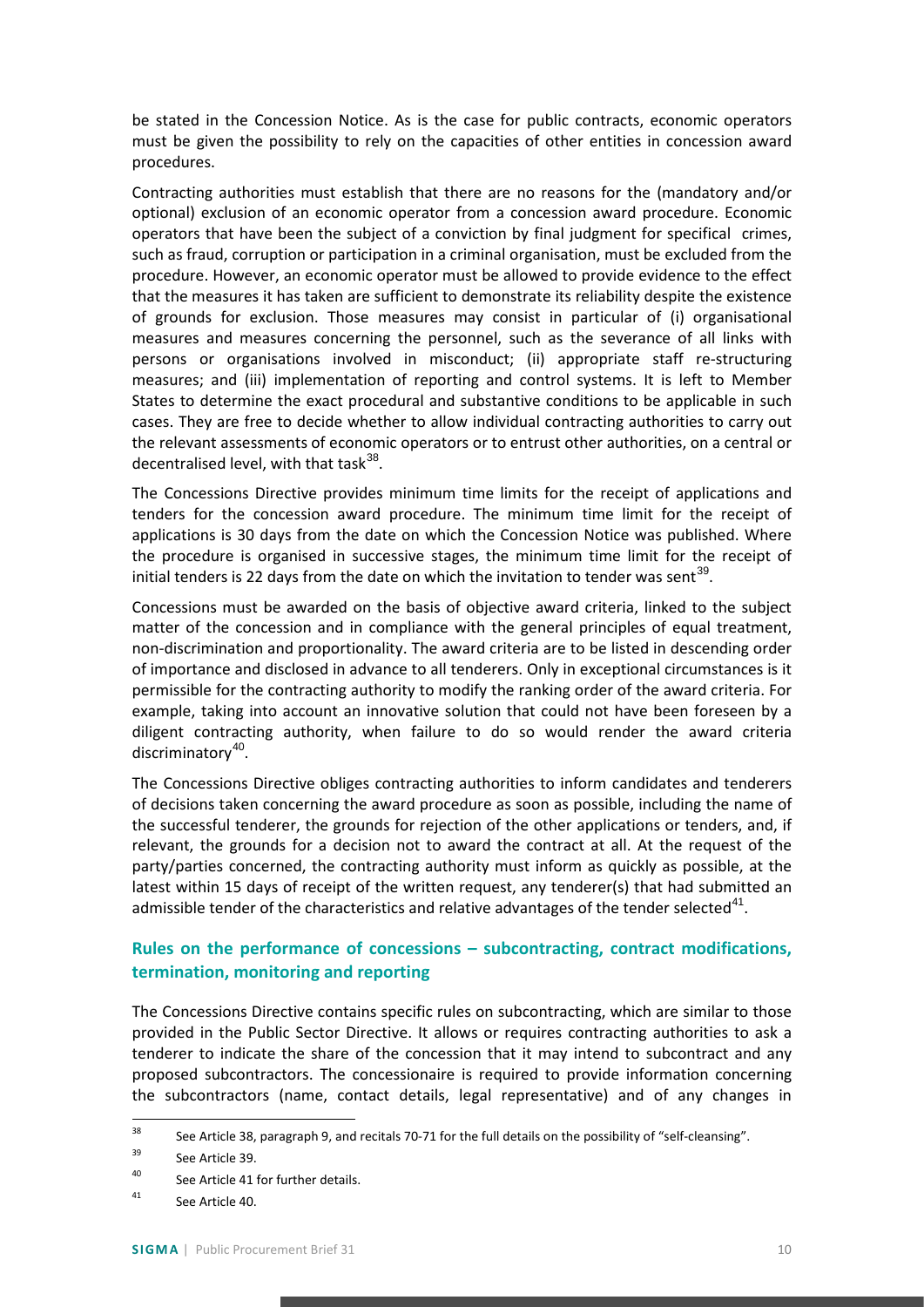be stated in the Concession Notice. As is the case for public contracts, economic operators must be given the possibility to rely on the capacities of other entities in concession award procedures.

Contracting authorities must establish that there are no reasons for the (mandatory and/or optional) exclusion of an economic operator from a concession award procedure. Economic operators that have been the subject of a conviction by final judgment for specifical crimes, such as fraud, corruption or participation in a criminal organisation, must be excluded from the procedure. However, an economic operator must be allowed to provide evidence to the effect that the measures it has taken are sufficient to demonstrate its reliability despite the existence of grounds for exclusion. Those measures may consist in particular of (i) organisational measures and measures concerning the personnel, such as the severance of all links with persons or organisations involved in misconduct; (ii) appropriate staff re-structuring measures; and (iii) implementation of reporting and control systems. It is left to Member States to determine the exact procedural and substantive conditions to be applicable in such cases. They are free to decide whether to allow individual contracting authorities to carry out the relevant assessments of economic operators or to entrust other authorities, on a central or decentralised level, with that task[38].

The Concessions Directive provides minimum time limits for the receipt of applications and tenders for the concession award procedure. The minimum time limit for the receipt of applications is 30 days from the date on which the Concession Notice was published. Where the procedure is organised in successive stages, the minimum time limit for the receipt of initial tenders is 22 days from the date on which the invitation to tender was sent[39].

Concessions must be awarded on the basis of objective award criteria, linked to the subject matter of the concession and in compliance with the general principles of equal treatment, non-discrimination and proportionality. The award criteria are to be listed in descending order of importance and disclosed in advance to all tenderers. Only in exceptional circumstances is it permissible for the contracting authority to modify the ranking order of the award criteria. For example, taking into account an innovative solution that could not have been foreseen by a diligent contracting authority, when failure to do so would render the award criteria discriminatory[40].

The Concessions Directive obliges contracting authorities to inform candidates and tenderers of decisions taken concerning the award procedure as soon as possible, including the name of the successful tenderer, the grounds for rejection of the other applications or tenders, and, if relevant, the grounds for a decision not to award the contract at all. At the request of the party/parties concerned, the contracting authority must inform as quickly as possible, at the latest within 15 days of receipt of the written request, any tenderer(s) that had submitted an admissible tender of the characteristics and relative advantages of the tender selected[41].

## Rules on the performance of concessions – subcontracting, contract modifications, termination, monitoring and reporting

The Concessions Directive contains specific rules on subcontracting, which are similar to those provided in the Public Sector Directive. It allows or requires contracting authorities to ask a tenderer to indicate the share of the concession that it may intend to subcontract and any proposed subcontractors. The concessionaire is required to provide information concerning the subcontractors (name, contact details, legal representative) and of any changes in

---

[38] See Article 38, paragraph 9, and recitals 70-71 for the full details on the possibility of "self-cleansing".

[39] See Article 39.

[40] See Article 41 for further details.

[41] See Article 40.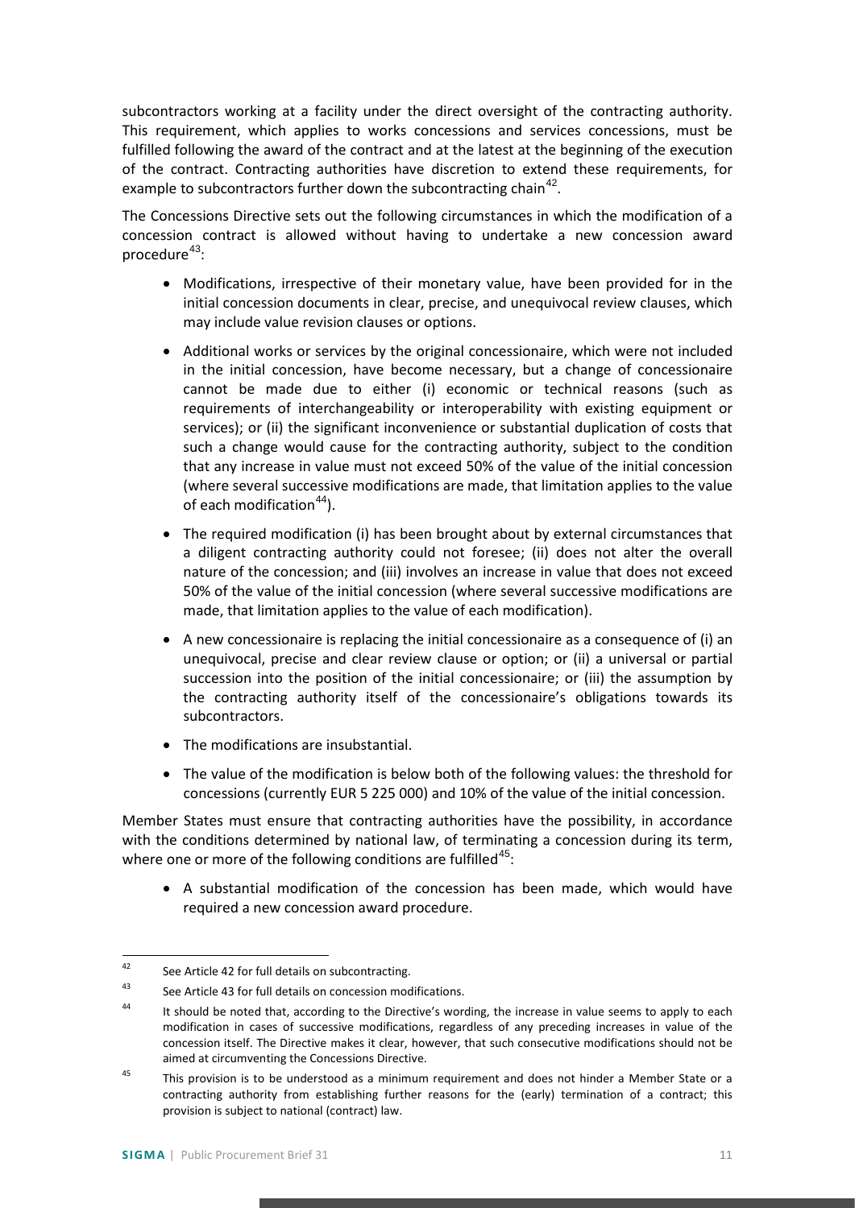subcontractors working at a facility under the direct oversight of the contracting authority. This requirement, which applies to works concessions and services concessions, must be fulfilled following the award of the contract and at the latest at the beginning of the execution of the contract. Contracting authorities have discretion to extend these requirements, for example to subcontractors further down the subcontracting chain[42].

The Concessions Directive sets out the following circumstances in which the modification of a concession contract is allowed without having to undertake a new concession award procedure[43]:

- Modifications, irrespective of their monetary value, have been provided for in the initial concession documents in clear, precise, and unequivocal review clauses, which may include value revision clauses or options.
- Additional works or services by the original concessionaire, which were not included in the initial concession, have become necessary, but a change of concessionaire cannot be made due to either (i) economic or technical reasons (such as requirements of interchangeability or interoperability with existing equipment or services); or (ii) the significant inconvenience or substantial duplication of costs that such a change would cause for the contracting authority, subject to the condition that any increase in value must not exceed 50% of the value of the initial concession (where several successive modifications are made, that limitation applies to the value of each modification[44]).
- The required modification (i) has been brought about by external circumstances that a diligent contracting authority could not foresee; (ii) does not alter the overall nature of the concession; and (iii) involves an increase in value that does not exceed 50% of the value of the initial concession (where several successive modifications are made, that limitation applies to the value of each modification).
- A new concessionaire is replacing the initial concessionaire as a consequence of (i) an unequivocal, precise and clear review clause or option; or (ii) a universal or partial succession into the position of the initial concessionaire; or (iii) the assumption by the contracting authority itself of the concessionaire's obligations towards its subcontractors.
- The modifications are insubstantial.
- The value of the modification is below both of the following values: the threshold for concessions (currently EUR 5 225 000) and 10% of the value of the initial concession.

Member States must ensure that contracting authorities have the possibility, in accordance with the conditions determined by national law, of terminating a concession during its term, where one or more of the following conditions are fulfilled[45]:

- A substantial modification of the concession has been made, which would have required a new concession award procedure.

---

[42] See Article 42 for full details on subcontracting.

[43] See Article 43 for full details on concession modifications.

[44] It should be noted that, according to the Directive's wording, the increase in value seems to apply to each modification in cases of successive modifications, regardless of any preceding increases in value of the concession itself. The Directive makes it clear, however, that such consecutive modifications should not be aimed at circumventing the Concessions Directive.

[45] This provision is to be understood as a minimum requirement and does not hinder a Member State or a contracting authority from establishing further reasons for the (early) termination of a contract; this provision is subject to national (contract) law.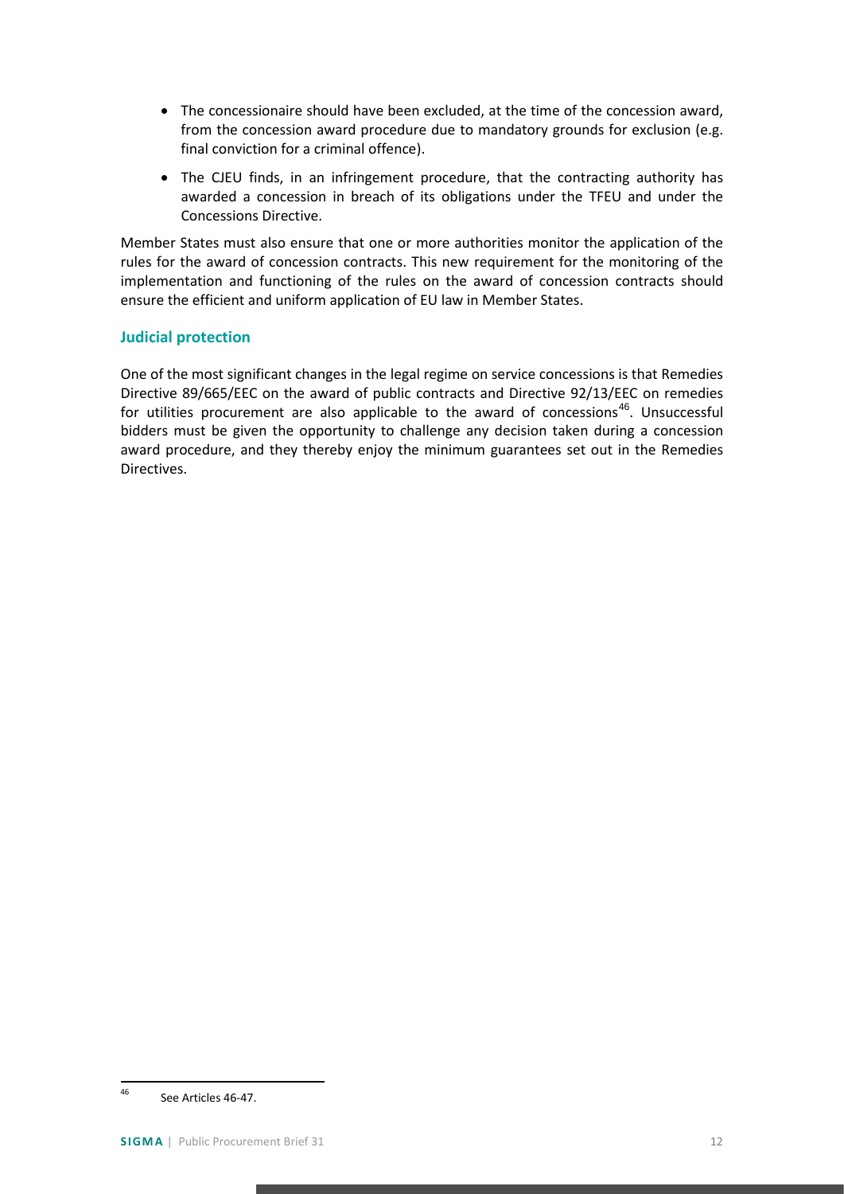- The concessionaire should have been excluded, at the time of the concession award, from the concession award procedure due to mandatory grounds for exclusion (e.g. final conviction for a criminal offence).
- The CJEU finds, in an infringement procedure, that the contracting authority has awarded a concession in breach of its obligations under the TFEU and under the Concessions Directive.

Member States must also ensure that one or more authorities monitor the application of the rules for the award of concession contracts. This new requirement for the monitoring of the implementation and functioning of the rules on the award of concession contracts should ensure the efficient and uniform application of EU law in Member States.

### Judicial protection

One of the most significant changes in the legal regime on service concessions is that Remedies Directive 89/665/EEC on the award of public contracts and Directive 92/13/EEC on remedies for utilities procurement are also applicable to the award of concessions[46]. Unsuccessful bidders must be given the opportunity to challenge any decision taken during a concession award procedure, and they thereby enjoy the minimum guarantees set out in the Remedies Directives.

[46] See Articles 46-47.